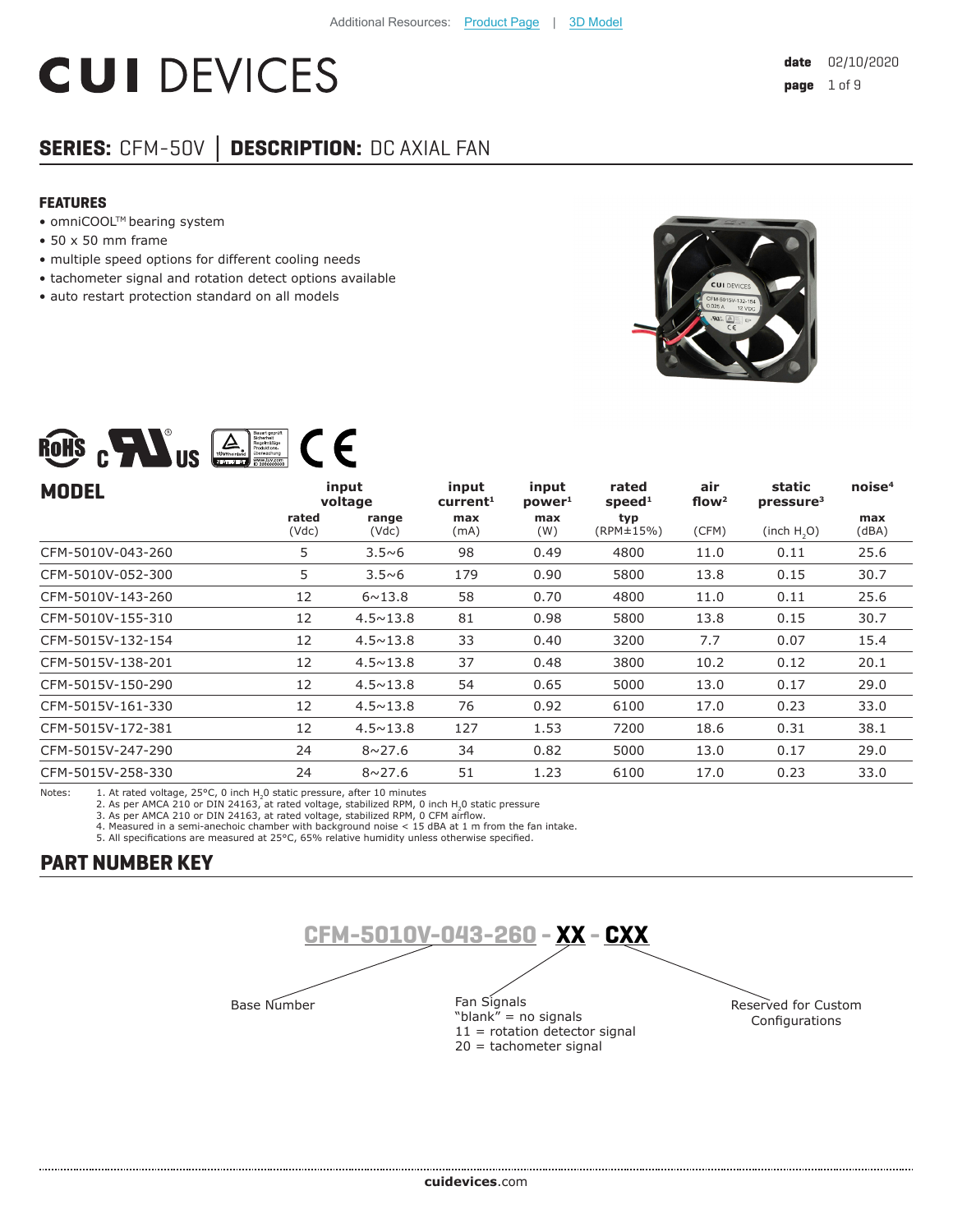Additional Resources: Product Page | 3D Model

# CUI DEVICES

**date** 02/10/2020

## SERIES: CFM-50V | DESCRIPTION: DC AXIAL FAN

### FEATURES

- omniCOOL™ bearing system
- 50 x 50 mm frame
- multiple speed options for different cooling needs
- tachometer signal and rotation detect options available
- auto restart protection standard on all models

| MODEL | input voltage | | input current[1] | input power[1] | rated speed[1] | air flow[2] | static pressure[3] | noise[4] |
|---|---|---|---|---|---|---|---|---|
| | rated (Vdc) | range (Vdc) | max (mA) | max (W) | typ (RPM±15%) | (CFM) | (inch $H_2O$) | max (dBA) |
| CFM-5010V-043-260 | 5 | 3.5~6 | 98 | 0.49 | 4800 | 11.0 | 0.11 | 25.6 |
| CFM-5010V-052-300 | 5 | 3.5~6 | 179 | 0.90 | 5800 | 13.8 | 0.15 | 30.7 |
| CFM-5010V-143-260 | 12 | 6~13.8 | 58 | 0.70 | 4800 | 11.0 | 0.11 | 25.6 |
| CFM-5010V-155-310 | 12 | 4.5~13.8 | 81 | 0.98 | 5800 | 13.8 | 0.15 | 30.7 |
| CFM-5015V-132-154 | 12 | 4.5~13.8 | 33 | 0.40 | 3200 | 7.7 | 0.07 | 15.4 |
| CFM-5015V-138-201 | 12 | 4.5~13.8 | 37 | 0.48 | 3800 | 10.2 | 0.12 | 20.1 |
| CFM-5015V-150-290 | 12 | 4.5~13.8 | 54 | 0.65 | 5000 | 13.0 | 0.17 | 29.0 |
| CFM-5015V-161-330 | 12 | 4.5~13.8 | 76 | 0.92 | 6100 | 17.0 | 0.23 | 33.0 |
| CFM-5015V-172-381 | 12 | 4.5~13.8 | 127 | 1.53 | 7200 | 18.6 | 0.31 | 38.1 |
| CFM-5015V-247-290 | 24 | 8~27.6 | 34 | 0.82 | 5000 | 13.0 | 0.17 | 29.0 |
| CFM-5015V-258-330 | 24 | 8~27.6 | 51 | 1.23 | 6100 | 17.0 | 0.23 | 33.0 |

Notes:
1. At rated voltage, 25°C, 0 inch $H_20$ static pressure, after 10 minutes
2. As per AMCA 210 or DIN 24163, at rated voltage, stabilized RPM, 0 inch $H_20$ static pressure
3. As per AMCA 210 or DIN 24163, at rated voltage, stabilized RPM, 0 CFM airflow.
4. Measured in a semi-anechoic chamber with background noise < 15 dBA at 1 m from the fan intake.
5. All specifications are measured at 25°C, 65% relative humidity unless otherwise specified.

### PART NUMBER KEY

**CFM-5010V-043-260 - XX - CXX**

- Base Number
- Fan Signals
  - "blank" = no signals
  - 11 = rotation detector signal
  - 20 = tachometer signal
- Reserved for Custom Configurations

**cuidevices**.com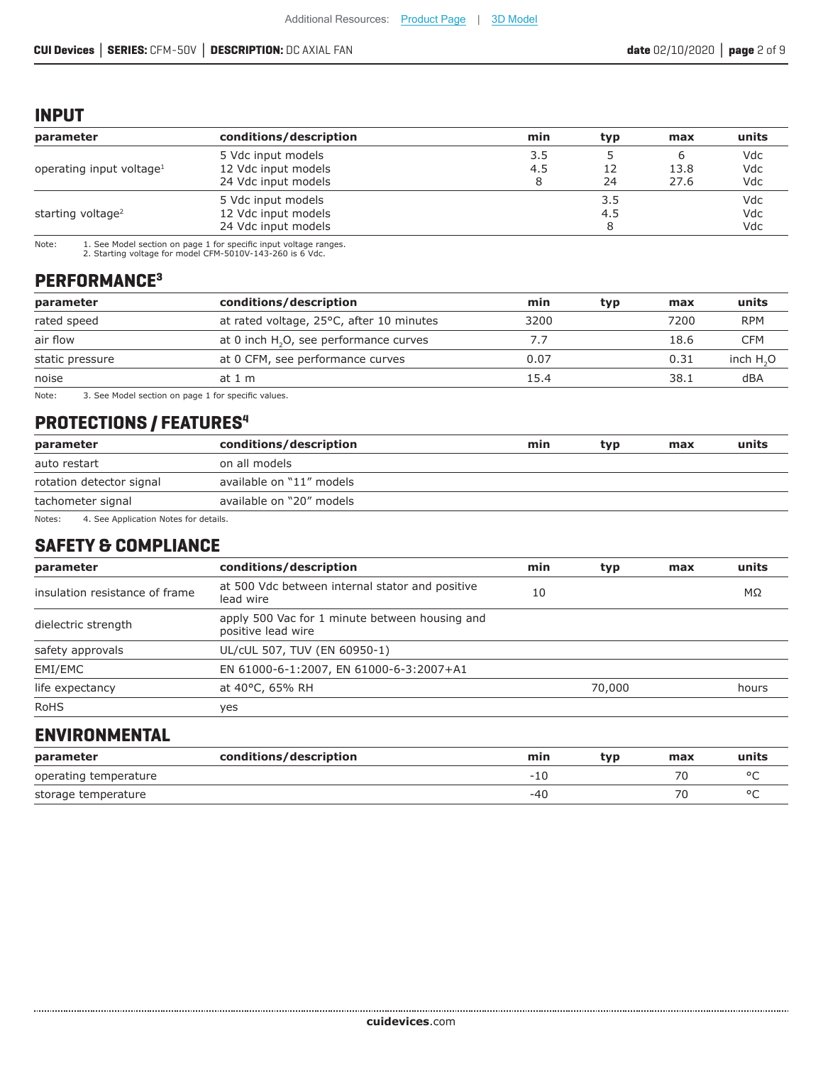## INPUT

| parameter | conditions/description | min | typ | max | units |
|---|---|---|---|---|---|
| operating input voltage[1] | 5 Vdc input models<br>12 Vdc input models<br>24 Vdc input models | 3.5<br>4.5<br>8 | 5<br>12<br>24 | 6<br>13.8<br>27.6 | Vdc<br>Vdc<br>Vdc |
| starting voltage[2] | 5 Vdc input models<br>12 Vdc input models<br>24 Vdc input models | | 3.5<br>4.5<br>8 | | Vdc<br>Vdc<br>Vdc |

Note: 1. See Model section on page 1 for specific input voltage ranges.
2. Starting voltage for model CFM-5010V-143-260 is 6 Vdc.

## PERFORMANCE[3]

| parameter | conditions/description | min | typ | max | units |
|---|---|---|---|---|---|
| rated speed | at rated voltage, 25°C, after 10 minutes | 3200 | | 7200 | RPM |
| air flow | at 0 inch $H_2O$, see performance curves | 7.7 | | 18.6 | CFM |
| static pressure | at 0 CFM, see performance curves | 0.07 | | 0.31 | inch $H_2O$ |
| noise | at 1 m | 15.4 | | 38.1 | dBA |

Note: 3. See Model section on page 1 for specific values.

## PROTECTIONS / FEATURES[4]

| parameter | conditions/description | min | typ | max | units |
|---|---|---|---|---|---|
| auto restart | on all models | | | | |
| rotation detector signal | available on "11" models | | | | |
| tachometer signal | available on "20" models | | | | |

Notes: 4. See Application Notes for details.

## SAFETY & COMPLIANCE

| parameter | conditions/description | min | typ | max | units |
|---|---|---|---|---|---|
| insulation resistance of frame | at 500 Vdc between internal stator and positive lead wire | 10 | | | MΩ |
| dielectric strength | apply 500 Vac for 1 minute between housing and positive lead wire | | | | |
| safety approvals | UL/cUL 507, TUV (EN 60950-1) | | | | |
| EMI/EMC | EN 61000-6-1:2007, EN 61000-6-3:2007+A1 | | | | |
| life expectancy | at 40°C, 65% RH | | 70,000 | | hours |
| RoHS | yes | | | | |

## ENVIRONMENTAL

| parameter | conditions/description | min | typ | max | units |
|---|---|---|---|---|---|
| operating temperature | | -10 | | 70 | °C |
| storage temperature | | -40 | | 70 | °C |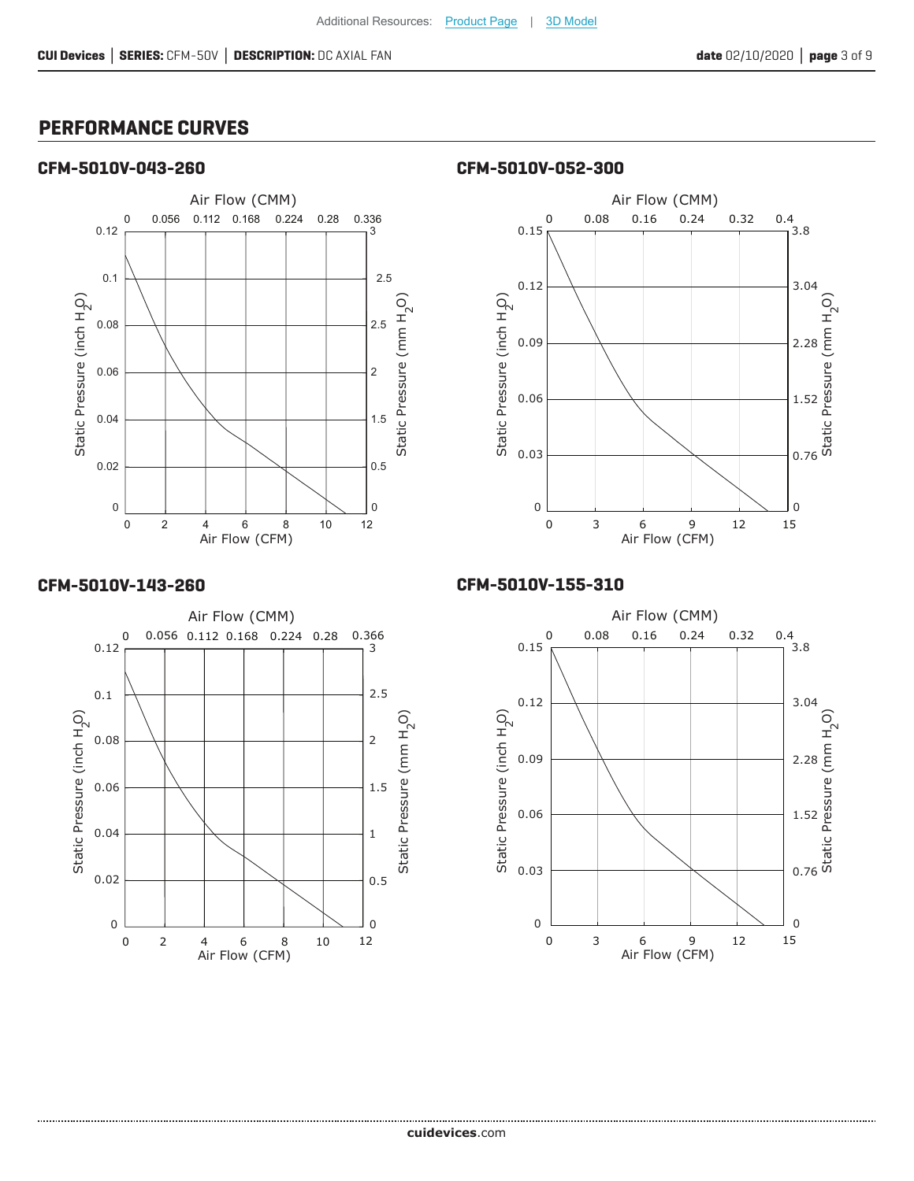## PERFORMANCE CURVES

### CFM-5010V-043-260

Air Flow (CMM)

0 0.056 0.112 0.168 0.224 0.28 0.336

Static Pressure (inch $H_2O$): 0, 0.02, 0.04, 0.06, 0.08, 0.1, 0.12

Static Pressure (mm $H_2O$): 0, 0.5, 1.5, 2, 2.5, 2.5, 3

0 2 4 6 8 10 12

Air Flow (CFM)

### CFM-5010V-052-300

Air Flow (CMM)

0 0.08 0.16 0.24 0.32 0.4

Static Pressure (inch $H_2O$): 0, 0.03, 0.06, 0.09, 0.12, 0.15

Static Pressure (mm $H_2O$): 0, 0.76, 1.52, 2.28, 3.04, 3.8

0 3 6 9 12 15

Air Flow (CFM)

### CFM-5010V-143-260

Air Flow (CMM)

0 0.056 0.112 0.168 0.224 0.28 0.366

Static Pressure (inch $H_2O$): 0, 0.02, 0.04, 0.06, 0.08, 0.1, 0.12

Static Pressure (mm $H_2O$): 0, 0.5, 1, 1.5, 2, 2.5, 3

0 2 4 6 8 10 12

Air Flow (CFM)

### CFM-5010V-155-310

Air Flow (CMM)

0 0.08 0.16 0.24 0.32 0.4

Static Pressure (inch $H_2O$): 0, 0.03, 0.06, 0.09, 0.12, 0.15

Static Pressure (mm $H_2O$): 0, 0.76, 1.52, 2.28, 3.04, 3.8

0 3 6 9 12 15

Air Flow (CFM)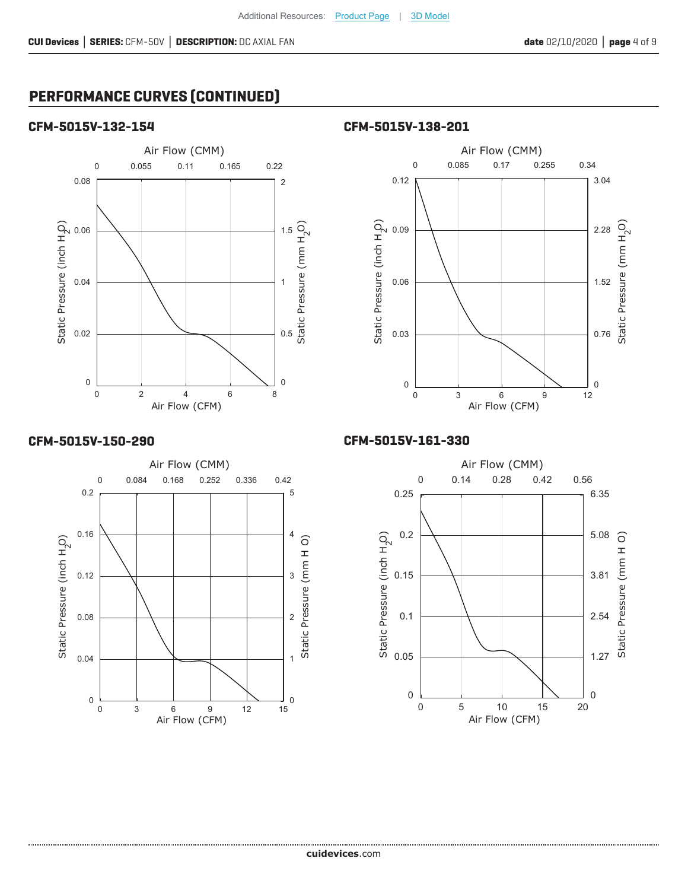Additional Resources: Product Page | 3D Model

## PERFORMANCE CURVES (CONTINUED)

### CFM-5015V-132-154

Air Flow (CMM): 0, 0.055, 0.11, 0.165, 0.22

Static Pressure (inch $H_2O$): 0, 0.02, 0.04, 0.06, 0.08

Static Pressure (mm $H_2O$): 0, 0.5, 1, 1.5, 2

Air Flow (CFM): 0, 2, 4, 6, 8

### CFM-5015V-138-201

Air Flow (CMM): 0, 0.085, 0.17, 0.255, 0.34

Static Pressure (inch $H_2O$): 0, 0.03, 0.06, 0.09, 0.12

Static Pressure (mm $H_2O$): 0, 0.76, 1.52, 2.28, 3.04

Air Flow (CFM): 0, 3, 6, 9, 12

### CFM-5015V-150-290

Air Flow (CMM): 0, 0.084, 0.168, 0.252, 0.336, 0.42

Static Pressure (inch $H_2O$): 0, 0.04, 0.08, 0.12, 0.16, 0.2

Static Pressure (mm H O): 0, 1, 2, 3, 4, 5

Air Flow (CFM): 0, 3, 6, 9, 12, 15

### CFM-5015V-161-330

Air Flow (CMM): 0, 0.14, 0.28, 0.42, 0.56

Static Pressure (inch $H_2O$): 0, 0.05, 0.1, 0.15, 0.2, 0.25

Static Pressure (mm H O): 0, 1.27, 2.54, 3.81, 5.08, 6.35

Air Flow (CFM): 0, 5, 10, 15, 20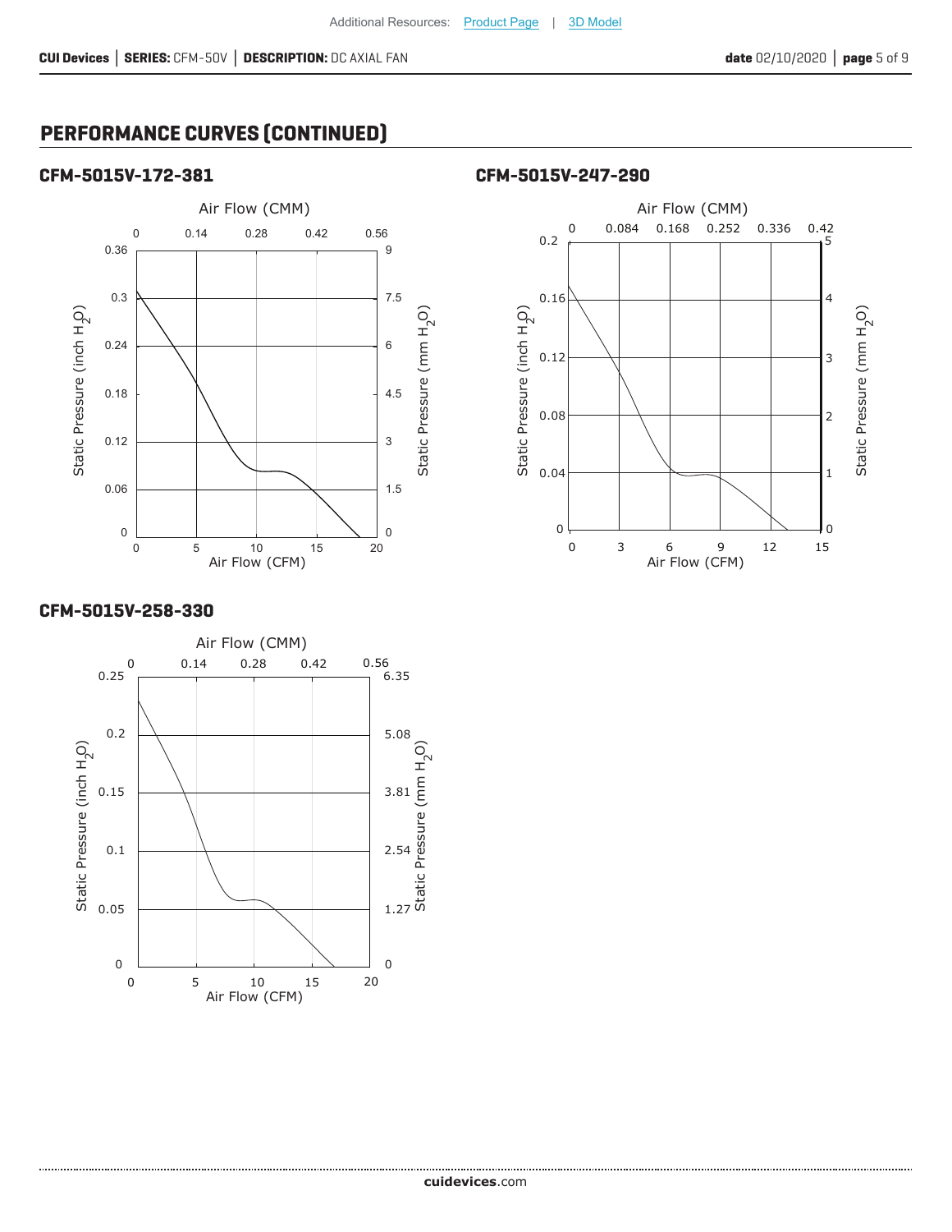## PERFORMANCE CURVES (CONTINUED)

### CFM-5015V-172-381

Air Flow (CMM): 0, 0.14, 0.28, 0.42, 0.56

Static Pressure (inch $H_2O$): 0, 0.06, 0.12, 0.18, 0.24, 0.3, 0.36

Static Pressure (mm $H_2O$): 0, 1.5, 3, 4.5, 6, 7.5, 9

Air Flow (CFM): 0, 5, 10, 15, 20

### CFM-5015V-247-290

Air Flow (CMM): 0, 0.084, 0.168, 0.252, 0.336, 0.42

Static Pressure (inch $H_2O$): 0, 0.04, 0.08, 0.12, 0.16, 0.2

Static Pressure (mm $H_2O$): 0, 1, 2, 3, 4, 5

Air Flow (CFM): 0, 3, 6, 9, 12, 15

### CFM-5015V-258-330

Air Flow (CMM): 0, 0.14, 0.28, 0.42, 0.56

Static Pressure (inch $H_2O$): 0, 0.05, 0.1, 0.15, 0.2, 0.25

Static Pressure (mm $H_2O$): 0, 1.27, 2.54, 3.81, 5.08, 6.35

Air Flow (CFM): 0, 5, 10, 15, 20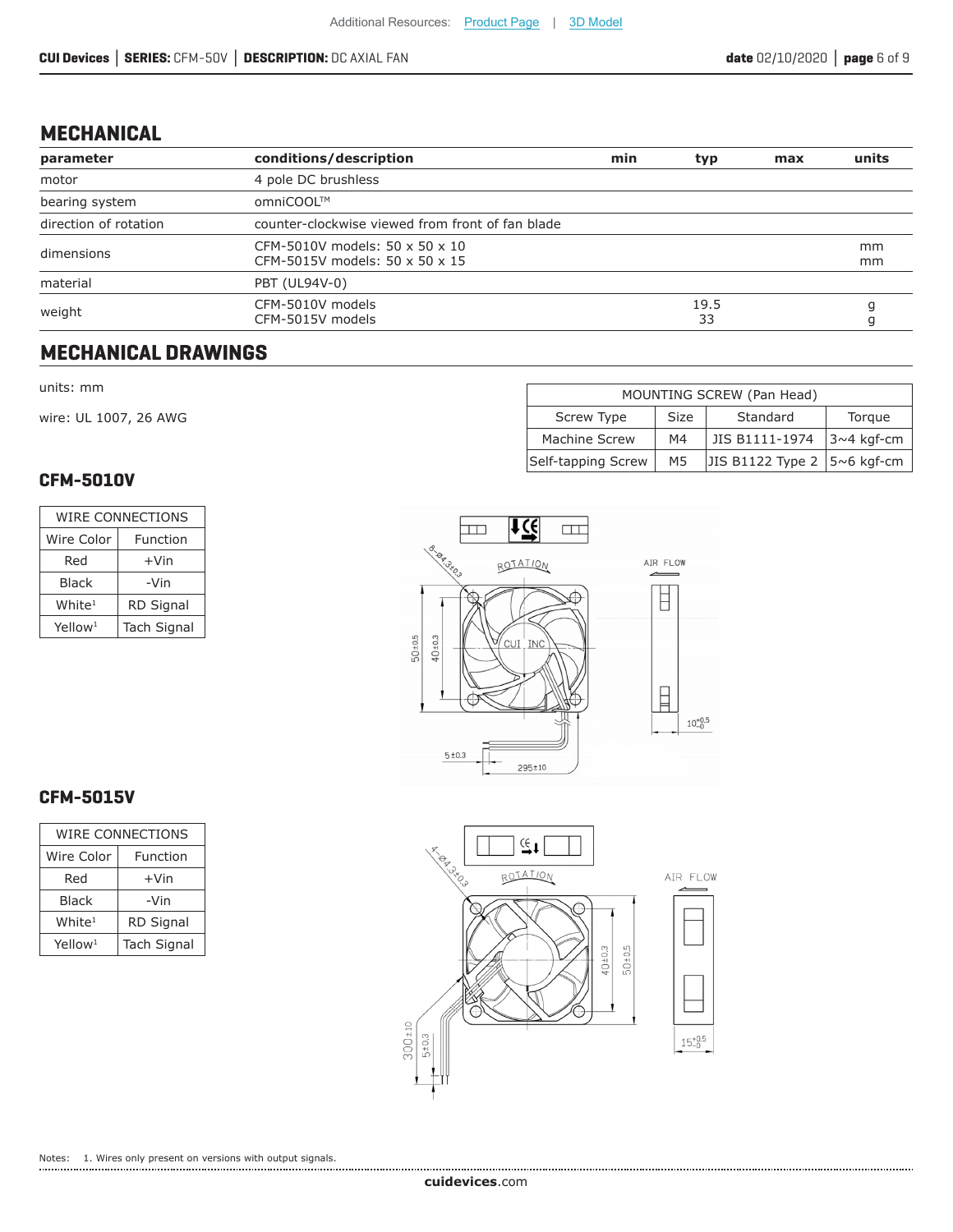Additional Resources: Product Page | 3D Model

## MECHANICAL

| parameter | conditions/description | min | typ | max | units |
|---|---|---|---|---|---|
| motor | 4 pole DC brushless | | | | |
| bearing system | omniCOOL™ | | | | |
| direction of rotation | counter-clockwise viewed from front of fan blade | | | | |
| dimensions | CFM-5010V models: 50 x 50 x 10<br>CFM-5015V models: 50 x 50 x 15 | | | | mm<br>mm |
| material | PBT (UL94V-0) | | | | |
| weight | CFM-5010V models<br>CFM-5015V models | | 19.5<br>33 | | g<br>g |

## MECHANICAL DRAWINGS

units: mm

wire: UL 1007, 26 AWG

| MOUNTING SCREW (Pan Head) | | | |
|---|---|---|---|
| Screw Type | Size | Standard | Torque |
| Machine Screw | M4 | JIS B1111-1974 | 3~4 kgf-cm |
| Self-tapping Screw | M5 | JIS B1122 Type 2 | 5~6 kgf-cm |

### CFM-5010V

| WIRE CONNECTIONS | |
|---|---|
| Wire Color | Function |
| Red | +Vin |
| Black | -Vin |
| White[1] | RD Signal |
| Yellow[1] | Tach Signal |

### CFM-5015V

| WIRE CONNECTIONS | |
|---|---|
| Wire Color | Function |
| Red | +Vin |
| Black | -Vin |
| White[1] | RD Signal |
| Yellow[1] | Tach Signal |

Notes: 1. Wires only present on versions with output signals.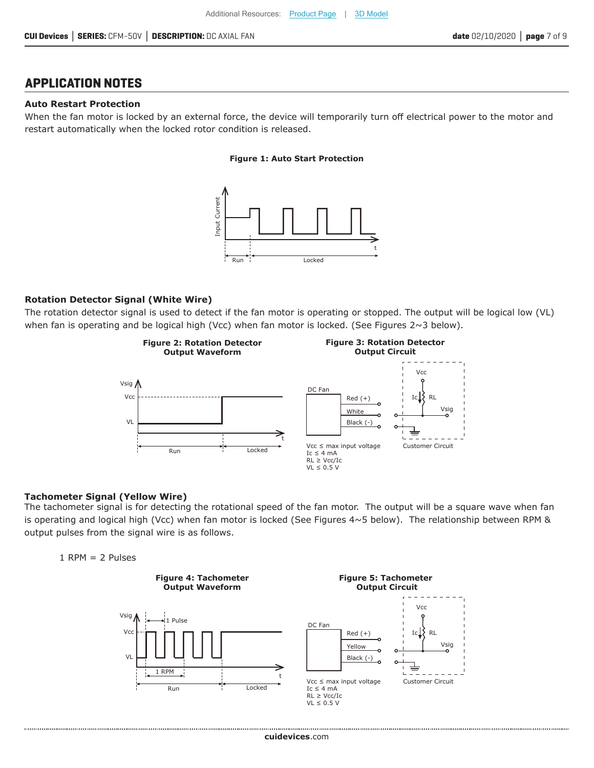## APPLICATION NOTES

### Auto Restart Protection

When the fan motor is locked by an external force, the device will temporarily turn off electrical power to the motor and restart automatically when the locked rotor condition is released.

**Figure 1: Auto Start Protection**

### Rotation Detector Signal (White Wire)

The rotation detector signal is used to detect if the fan motor is operating or stopped. The output will be logical low (VL) when fan is operating and be logical high (Vcc) when fan motor is locked. (See Figures 2~3 below).

**Figure 2: Rotation Detector Output Waveform**

**Figure 3: Rotation Detector Output Circuit**

Vcc ≤ max input voltage
Ic ≤ 4 mA
RL ≥ Vcc/Ic
VL ≤ 0.5 V

### Tachometer Signal (Yellow Wire)

The tachometer signal is for detecting the rotational speed of the fan motor. The output will be a square wave when fan is operating and logical high (Vcc) when fan motor is locked (See Figures 4~5 below). The relationship between RPM & output pulses from the signal wire is as follows.

1 RPM = 2 Pulses

**Figure 4: Tachometer Output Waveform**

**Figure 5: Tachometer Output Circuit**

Vcc ≤ max input voltage
Ic ≤ 4 mA
RL ≥ Vcc/Ic
VL ≤ 0.5 V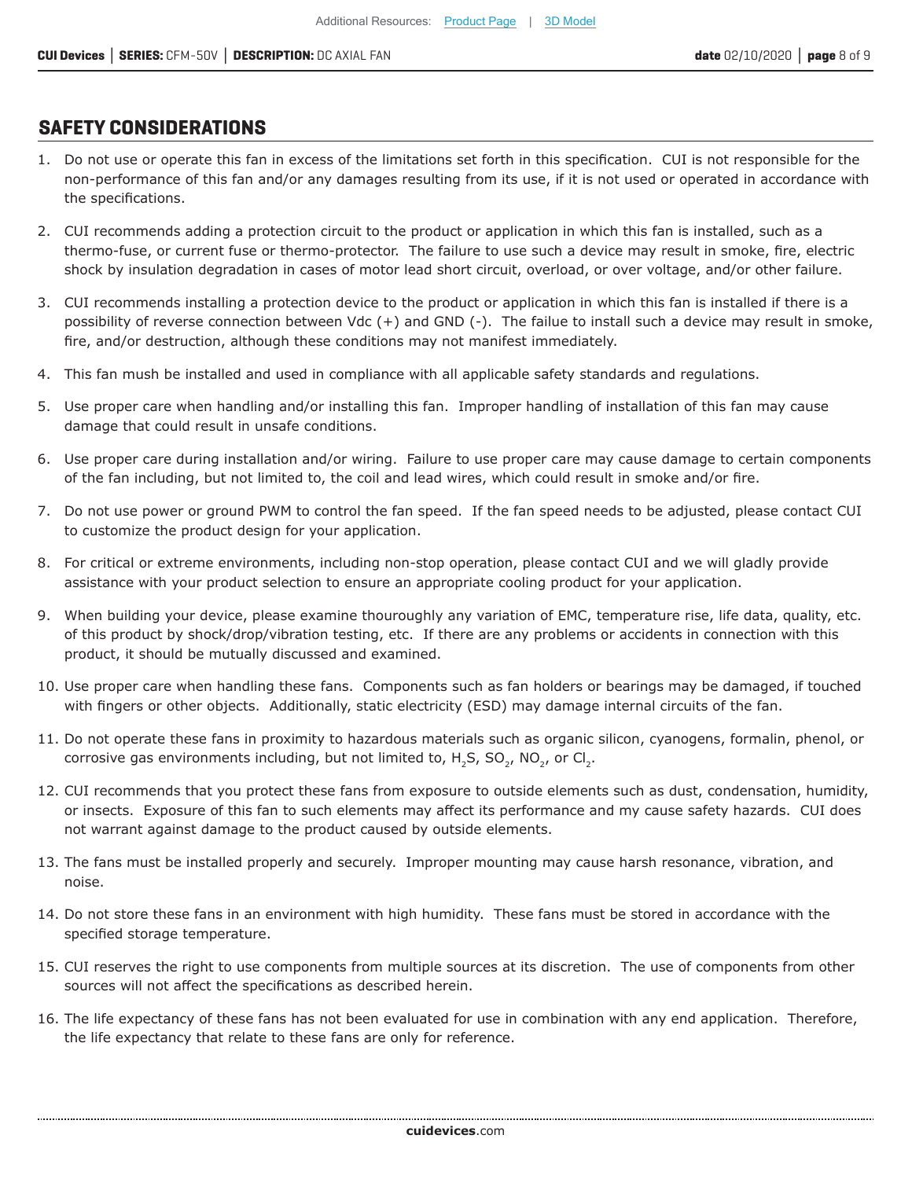## SAFETY CONSIDERATIONS

1. Do not use or operate this fan in excess of the limitations set forth in this specification. CUI is not responsible for the non-performance of this fan and/or any damages resulting from its use, if it is not used or operated in accordance with the specifications.
2. CUI recommends adding a protection circuit to the product or application in which this fan is installed, such as a thermo-fuse, or current fuse or thermo-protector. The failure to use such a device may result in smoke, fire, electric shock by insulation degradation in cases of motor lead short circuit, overload, or over voltage, and/or other failure.
3. CUI recommends installing a protection device to the product or application in which this fan is installed if there is a possibility of reverse connection between Vdc (+) and GND (-). The failue to install such a device may result in smoke, fire, and/or destruction, although these conditions may not manifest immediately.
4. This fan mush be installed and used in compliance with all applicable safety standards and regulations.
5. Use proper care when handling and/or installing this fan. Improper handling of installation of this fan may cause damage that could result in unsafe conditions.
6. Use proper care during installation and/or wiring. Failure to use proper care may cause damage to certain components of the fan including, but not limited to, the coil and lead wires, which could result in smoke and/or fire.
7. Do not use power or ground PWM to control the fan speed. If the fan speed needs to be adjusted, please contact CUI to customize the product design for your application.
8. For critical or extreme environments, including non-stop operation, please contact CUI and we will gladly provide assistance with your product selection to ensure an appropriate cooling product for your application.
9. When building your device, please examine thouroughly any variation of EMC, temperature rise, life data, quality, etc. of this product by shock/drop/vibration testing, etc. If there are any problems or accidents in connection with this product, it should be mutually discussed and examined.
10. Use proper care when handling these fans. Components such as fan holders or bearings may be damaged, if touched with fingers or other objects. Additionally, static electricity (ESD) may damage internal circuits of the fan.
11. Do not operate these fans in proximity to hazardous materials such as organic silicon, cyanogens, formalin, phenol, or corrosive gas environments including, but not limited to, $H_2S$, $SO_2$, $NO_2$, or $Cl_2$.
12. CUI recommends that you protect these fans from exposure to outside elements such as dust, condensation, humidity, or insects. Exposure of this fan to such elements may affect its performance and my cause safety hazards. CUI does not warrant against damage to the product caused by outside elements.
13. The fans must be installed properly and securely. Improper mounting may cause harsh resonance, vibration, and noise.
14. Do not store these fans in an environment with high humidity. These fans must be stored in accordance with the specified storage temperature.
15. CUI reserves the right to use components from multiple sources at its discretion. The use of components from other sources will not affect the specifications as described herein.
16. The life expectancy of these fans has not been evaluated for use in combination with any end application. Therefore, the life expectancy that relate to these fans are only for reference.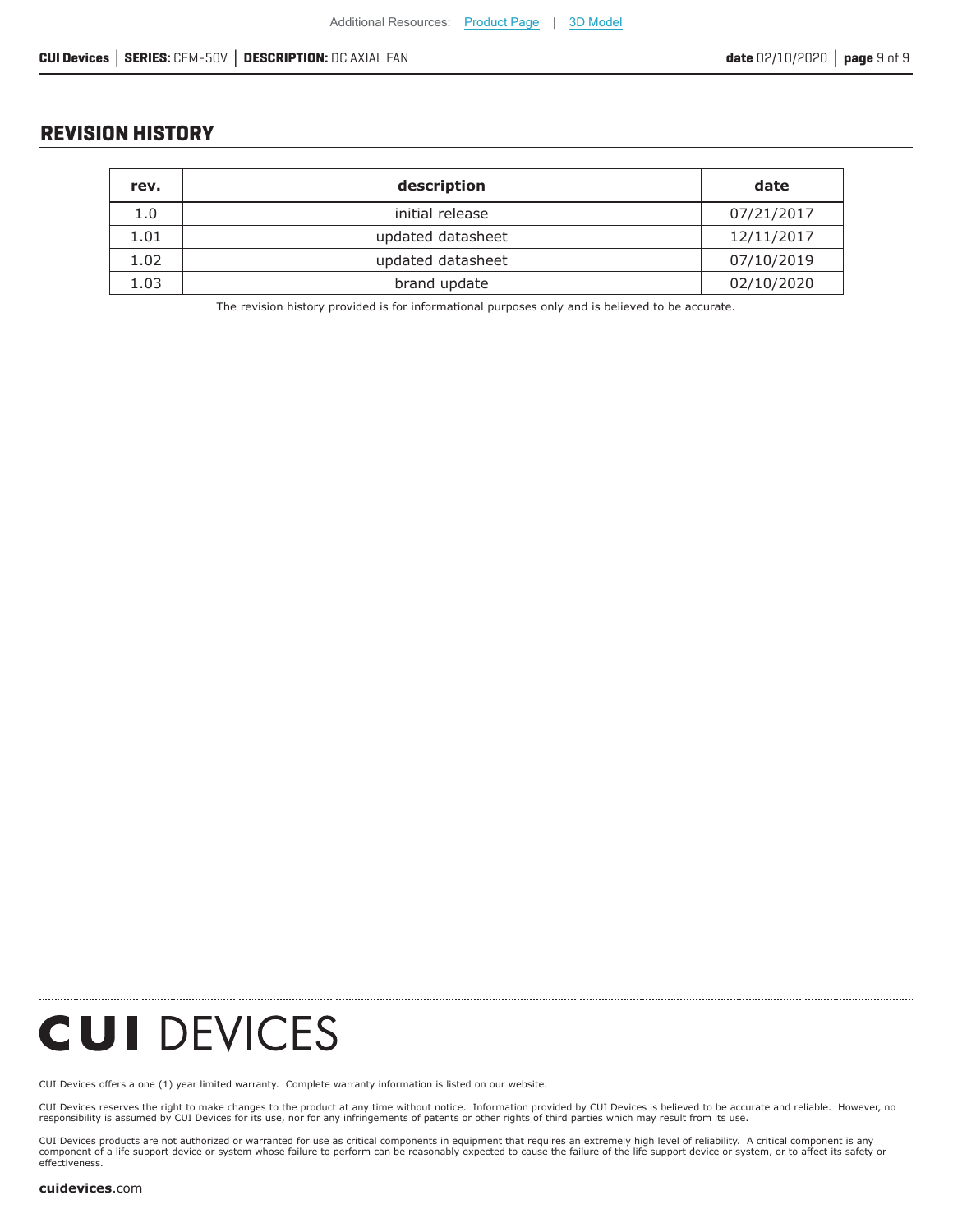## REVISION HISTORY

| rev. | description | date |
| --- | --- | --- |
| 1.0 | initial release | 07/21/2017 |
| 1.01 | updated datasheet | 12/11/2017 |
| 1.02 | updated datasheet | 07/10/2019 |
| 1.03 | brand update | 02/10/2020 |

The revision history provided is for informational purposes only and is believed to be accurate.

**CUI** DEVICES

CUI Devices offers a one (1) year limited warranty. Complete warranty information is listed on our website.

CUI Devices reserves the right to make changes to the product at any time without notice. Information provided by CUI Devices is believed to be accurate and reliable. However, no responsibility is assumed by CUI Devices for its use, nor for any infringements of patents or other rights of third parties which may result from its use.

CUI Devices products are not authorized or warranted for use as critical components in equipment that requires an extremely high level of reliability. A critical component is any component of a life support device or system whose failure to perform can be reasonably expected to cause the failure of the life support device or system, or to affect its safety or effectiveness.

**cuidevices**.com